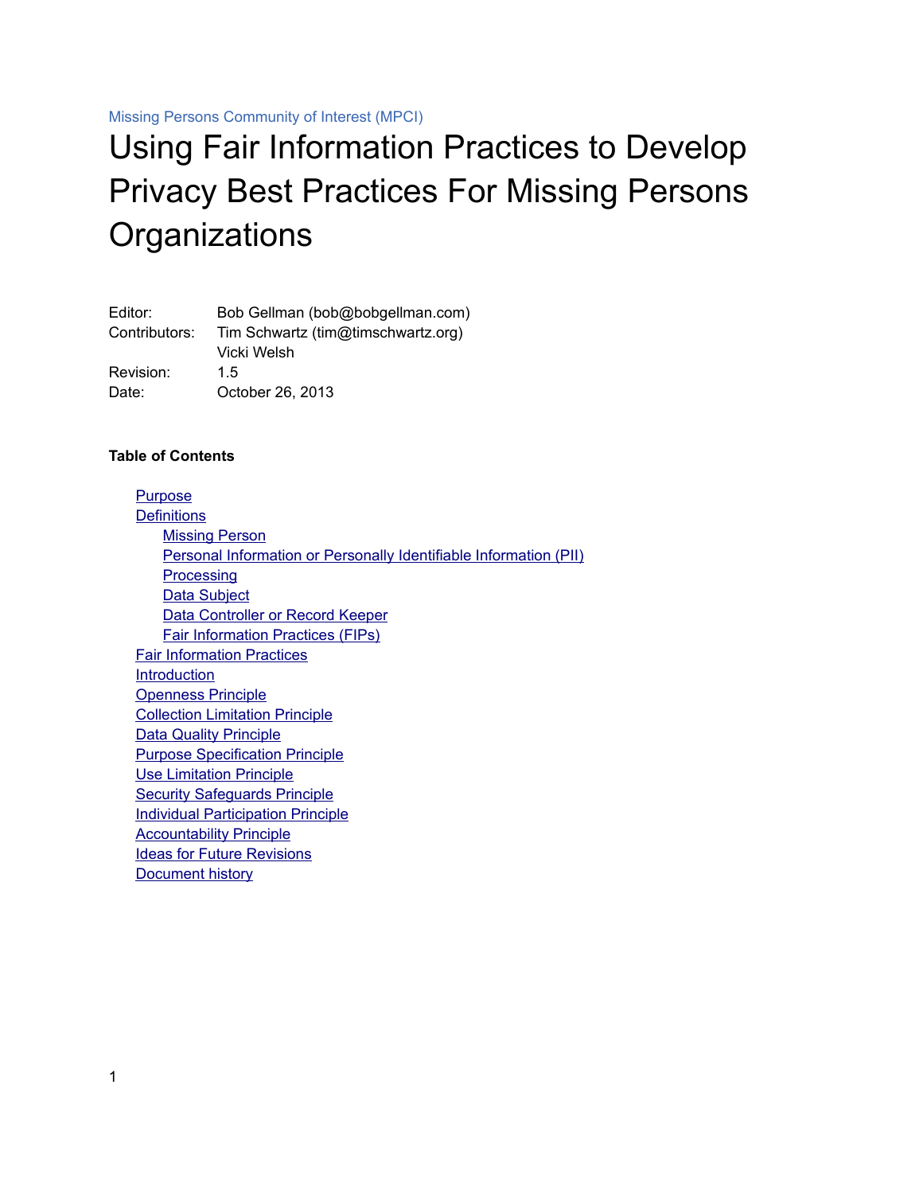Missing Persons Community of Interest (MPCI)

# Using Fair Information Practices to Develop Privacy Best Practices For Missing Persons Organizations

| | |
|---|---|
| Editor: | Bob Gellman (bob@bobgellman.com) |
| Contributors: | Tim Schwartz (tim@timschwartz.org) |
| | Vicki Welsh |
| Revision: | 1.5 |
| Date: | October 26, 2013 |

**Table of Contents**

- Purpose
- Definitions
  - Missing Person
  - Personal Information or Personally Identifiable Information (PII)
  - Processing
  - Data Subject
  - Data Controller or Record Keeper
  - Fair Information Practices (FIPs)
- Fair Information Practices
- Introduction
- Openness Principle
- Collection Limitation Principle
- Data Quality Principle
- Purpose Specification Principle
- Use Limitation Principle
- Security Safeguards Principle
- Individual Participation Principle
- Accountability Principle
- Ideas for Future Revisions
- Document history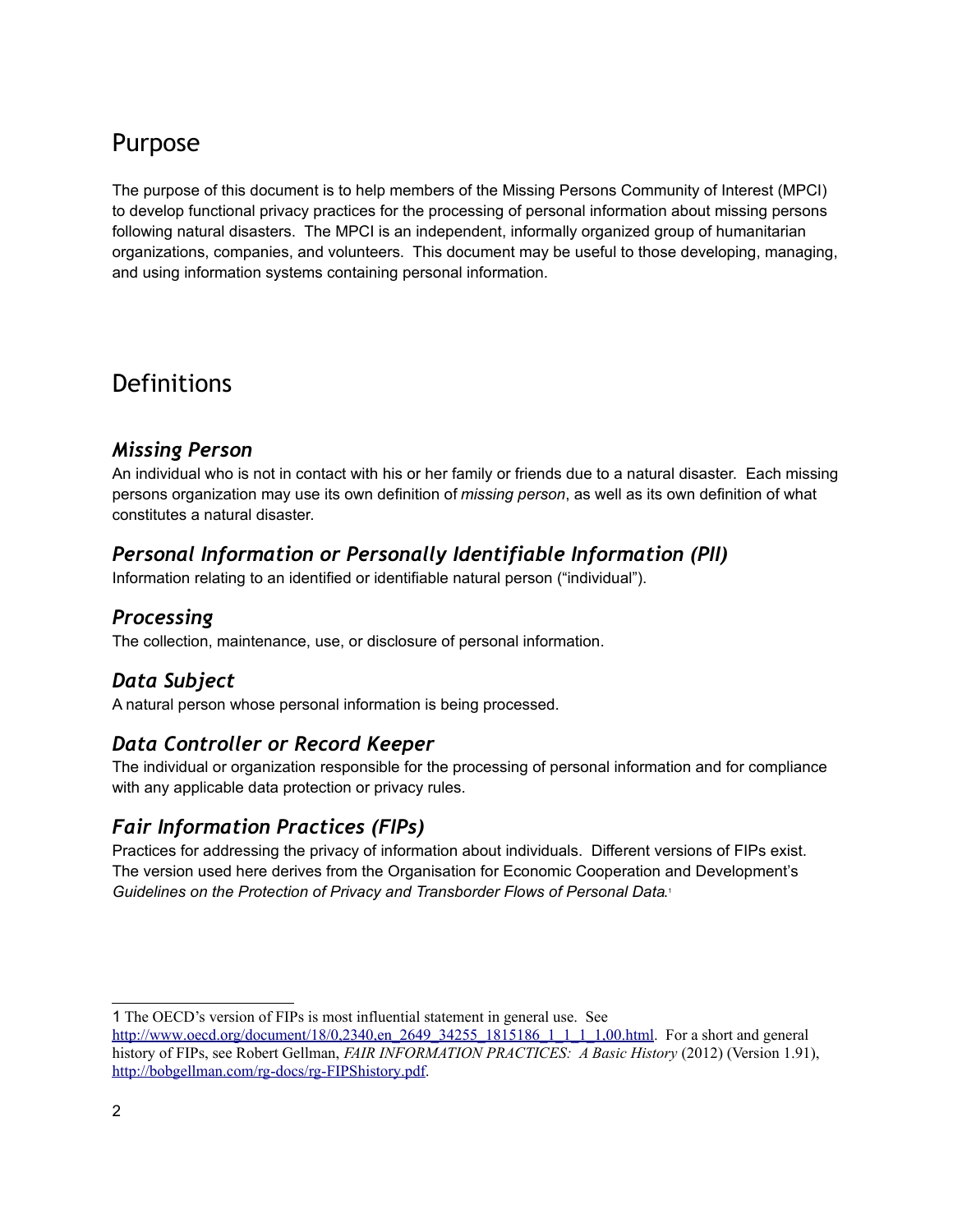## Purpose

The purpose of this document is to help members of the Missing Persons Community of Interest (MPCI) to develop functional privacy practices for the processing of personal information about missing persons following natural disasters. The MPCI is an independent, informally organized group of humanitarian organizations, companies, and volunteers. This document may be useful to those developing, managing, and using information systems containing personal information.

## Definitions

### *Missing Person*

An individual who is not in contact with his or her family or friends due to a natural disaster. Each missing persons organization may use its own definition of *missing person*, as well as its own definition of what constitutes a natural disaster.

### *Personal Information or Personally Identifiable Information (PII)*

Information relating to an identified or identifiable natural person ("individual").

### *Processing*

The collection, maintenance, use, or disclosure of personal information.

### *Data Subject*

A natural person whose personal information is being processed.

### *Data Controller or Record Keeper*

The individual or organization responsible for the processing of personal information and for compliance with any applicable data protection or privacy rules.

### *Fair Information Practices (FIPs)*

Practices for addressing the privacy of information about individuals. Different versions of FIPs exist. The version used here derives from the Organisation for Economic Cooperation and Development's *Guidelines on the Protection of Privacy and Transborder Flows of Personal Data*.[1]

---

1 The OECD's version of FIPs is most influential statement in general use. See http://www.oecd.org/document/18/0,2340,en_2649_34255_1815186_1_1_1_1,00.html. For a short and general history of FIPs, see Robert Gellman, *FAIR INFORMATION PRACTICES: A Basic History* (2012) (Version 1.91), http://bobgellman.com/rg-docs/rg-FIPShistory.pdf.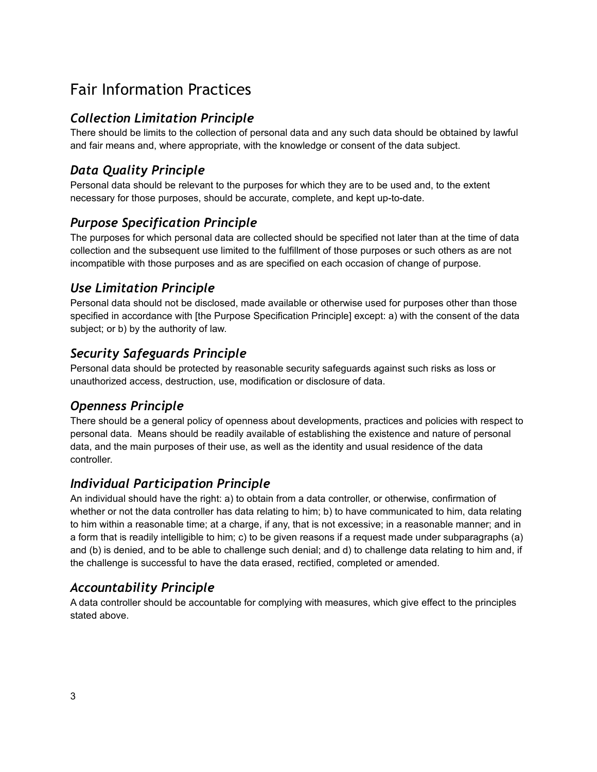# Fair Information Practices

### *Collection Limitation Principle*

There should be limits to the collection of personal data and any such data should be obtained by lawful and fair means and, where appropriate, with the knowledge or consent of the data subject.

### *Data Quality Principle*

Personal data should be relevant to the purposes for which they are to be used and, to the extent necessary for those purposes, should be accurate, complete, and kept up-to-date.

### *Purpose Specification Principle*

The purposes for which personal data are collected should be specified not later than at the time of data collection and the subsequent use limited to the fulfillment of those purposes or such others as are not incompatible with those purposes and as are specified on each occasion of change of purpose.

### *Use Limitation Principle*

Personal data should not be disclosed, made available or otherwise used for purposes other than those specified in accordance with [the Purpose Specification Principle] except: a) with the consent of the data subject; or b) by the authority of law.

### *Security Safeguards Principle*

Personal data should be protected by reasonable security safeguards against such risks as loss or unauthorized access, destruction, use, modification or disclosure of data.

### *Openness Principle*

There should be a general policy of openness about developments, practices and policies with respect to personal data. Means should be readily available of establishing the existence and nature of personal data, and the main purposes of their use, as well as the identity and usual residence of the data controller.

### *Individual Participation Principle*

An individual should have the right: a) to obtain from a data controller, or otherwise, confirmation of whether or not the data controller has data relating to him; b) to have communicated to him, data relating to him within a reasonable time; at a charge, if any, that is not excessive; in a reasonable manner; and in a form that is readily intelligible to him; c) to be given reasons if a request made under subparagraphs (a) and (b) is denied, and to be able to challenge such denial; and d) to challenge data relating to him and, if the challenge is successful to have the data erased, rectified, completed or amended.

### *Accountability Principle*

A data controller should be accountable for complying with measures, which give effect to the principles stated above.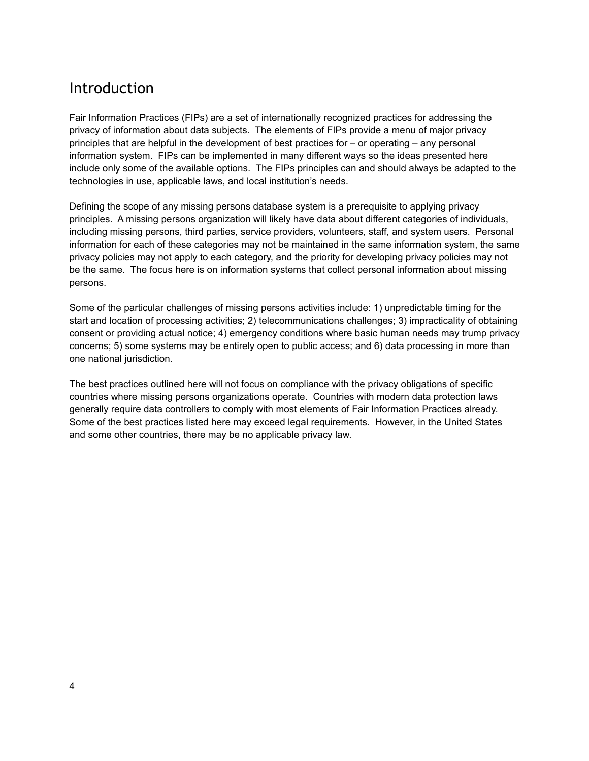# Introduction

Fair Information Practices (FIPs) are a set of internationally recognized practices for addressing the privacy of information about data subjects. The elements of FIPs provide a menu of major privacy principles that are helpful in the development of best practices for – or operating – any personal information system. FIPs can be implemented in many different ways so the ideas presented here include only some of the available options. The FIPs principles can and should always be adapted to the technologies in use, applicable laws, and local institution's needs.

Defining the scope of any missing persons database system is a prerequisite to applying privacy principles. A missing persons organization will likely have data about different categories of individuals, including missing persons, third parties, service providers, volunteers, staff, and system users. Personal information for each of these categories may not be maintained in the same information system, the same privacy policies may not apply to each category, and the priority for developing privacy policies may not be the same. The focus here is on information systems that collect personal information about missing persons.

Some of the particular challenges of missing persons activities include: 1) unpredictable timing for the start and location of processing activities; 2) telecommunications challenges; 3) impracticality of obtaining consent or providing actual notice; 4) emergency conditions where basic human needs may trump privacy concerns; 5) some systems may be entirely open to public access; and 6) data processing in more than one national jurisdiction.

The best practices outlined here will not focus on compliance with the privacy obligations of specific countries where missing persons organizations operate. Countries with modern data protection laws generally require data controllers to comply with most elements of Fair Information Practices already. Some of the best practices listed here may exceed legal requirements. However, in the United States and some other countries, there may be no applicable privacy law.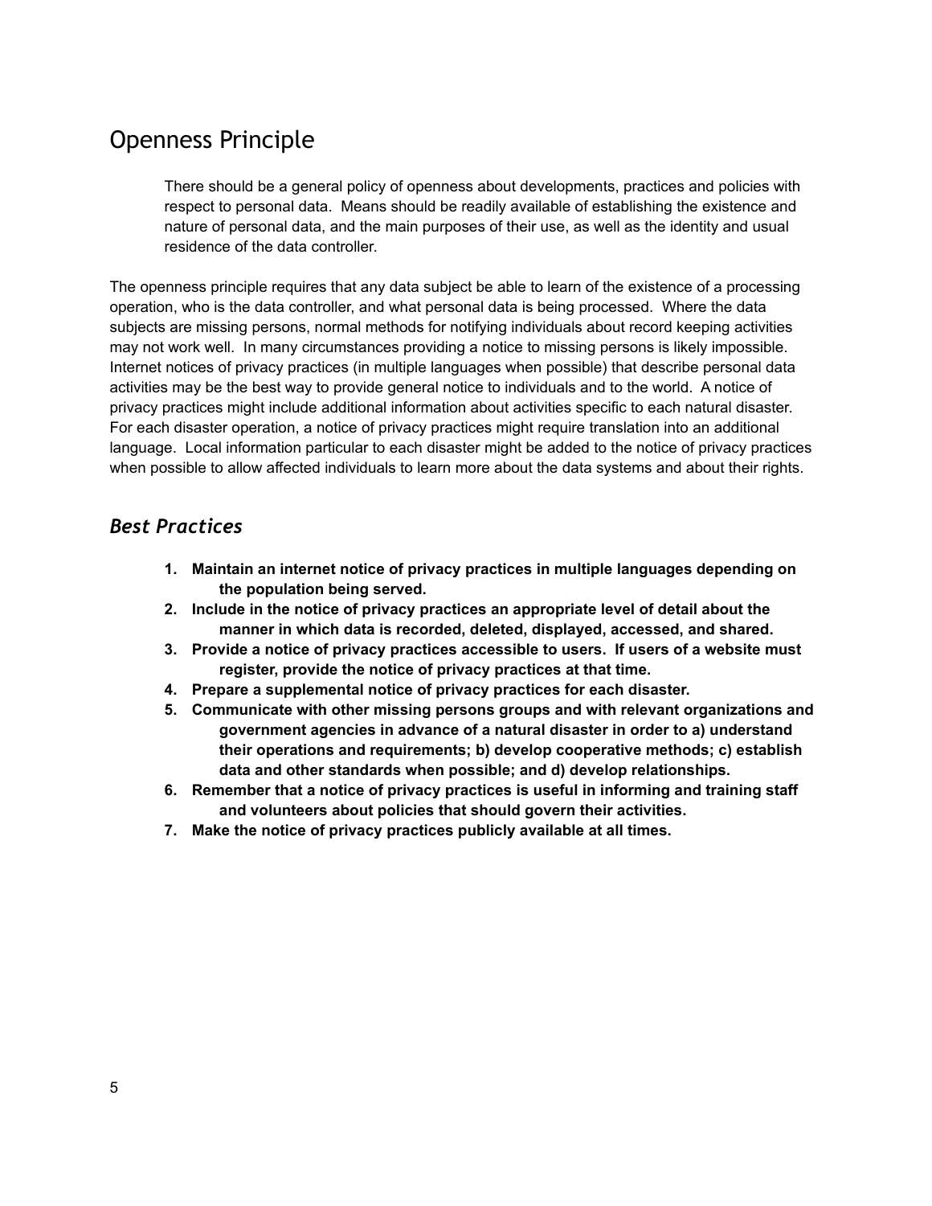## Openness Principle

> There should be a general policy of openness about developments, practices and policies with respect to personal data. Means should be readily available of establishing the existence and nature of personal data, and the main purposes of their use, as well as the identity and usual residence of the data controller.

The openness principle requires that any data subject be able to learn of the existence of a processing operation, who is the data controller, and what personal data is being processed. Where the data subjects are missing persons, normal methods for notifying individuals about record keeping activities may not work well. In many circumstances providing a notice to missing persons is likely impossible. Internet notices of privacy practices (in multiple languages when possible) that describe personal data activities may be the best way to provide general notice to individuals and to the world. A notice of privacy practices might include additional information about activities specific to each natural disaster. For each disaster operation, a notice of privacy practices might require translation into an additional language. Local information particular to each disaster might be added to the notice of privacy practices when possible to allow affected individuals to learn more about the data systems and about their rights.

### *Best Practices*

1. **Maintain an internet notice of privacy practices in multiple languages depending on the population being served.**
2. **Include in the notice of privacy practices an appropriate level of detail about the manner in which data is recorded, deleted, displayed, accessed, and shared.**
3. **Provide a notice of privacy practices accessible to users. If users of a website must register, provide the notice of privacy practices at that time.**
4. **Prepare a supplemental notice of privacy practices for each disaster.**
5. **Communicate with other missing persons groups and with relevant organizations and government agencies in advance of a natural disaster in order to a) understand their operations and requirements; b) develop cooperative methods; c) establish data and other standards when possible; and d) develop relationships.**
6. **Remember that a notice of privacy practices is useful in informing and training staff and volunteers about policies that should govern their activities.**
7. **Make the notice of privacy practices publicly available at all times.**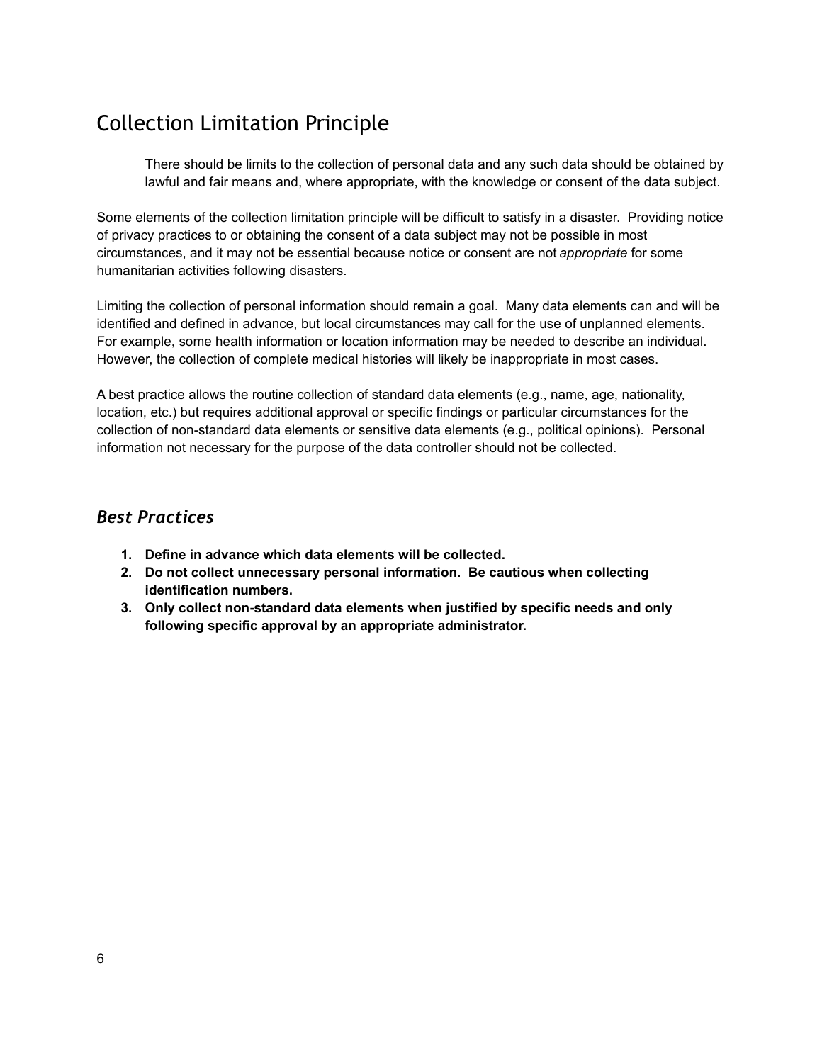## Collection Limitation Principle

> There should be limits to the collection of personal data and any such data should be obtained by lawful and fair means and, where appropriate, with the knowledge or consent of the data subject.

Some elements of the collection limitation principle will be difficult to satisfy in a disaster. Providing notice of privacy practices to or obtaining the consent of a data subject may not be possible in most circumstances, and it may not be essential because notice or consent are not *appropriate* for some humanitarian activities following disasters.

Limiting the collection of personal information should remain a goal. Many data elements can and will be identified and defined in advance, but local circumstances may call for the use of unplanned elements. For example, some health information or location information may be needed to describe an individual. However, the collection of complete medical histories will likely be inappropriate in most cases.

A best practice allows the routine collection of standard data elements (e.g., name, age, nationality, location, etc.) but requires additional approval or specific findings or particular circumstances for the collection of non-standard data elements or sensitive data elements (e.g., political opinions). Personal information not necessary for the purpose of the data controller should not be collected.

### *Best Practices*

1. **Define in advance which data elements will be collected.**
2. **Do not collect unnecessary personal information. Be cautious when collecting identification numbers.**
3. **Only collect non-standard data elements when justified by specific needs and only following specific approval by an appropriate administrator.**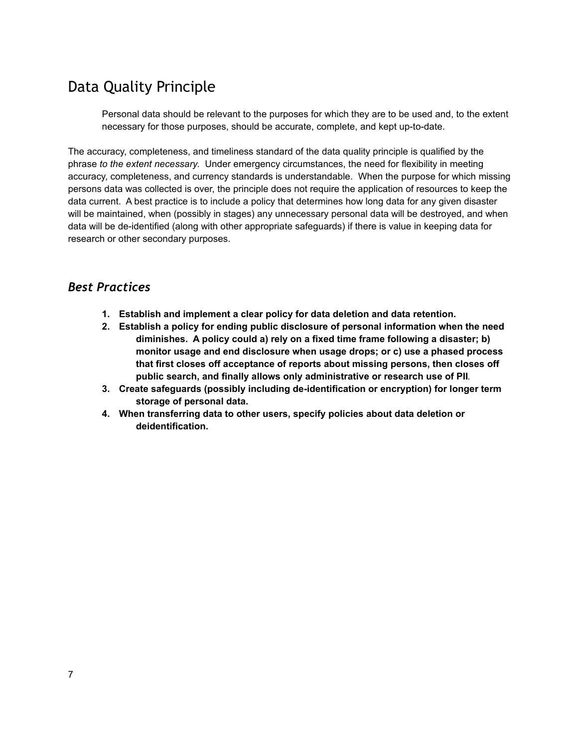## Data Quality Principle

> Personal data should be relevant to the purposes for which they are to be used and, to the extent necessary for those purposes, should be accurate, complete, and kept up-to-date.

The accuracy, completeness, and timeliness standard of the data quality principle is qualified by the phrase *to the extent necessary*. Under emergency circumstances, the need for flexibility in meeting accuracy, completeness, and currency standards is understandable. When the purpose for which missing persons data was collected is over, the principle does not require the application of resources to keep the data current. A best practice is to include a policy that determines how long data for any given disaster will be maintained, when (possibly in stages) any unnecessary personal data will be destroyed, and when data will be de-identified (along with other appropriate safeguards) if there is value in keeping data for research or other secondary purposes.

### *Best Practices*

1. **Establish and implement a clear policy for data deletion and data retention.**
2. **Establish a policy for ending public disclosure of personal information when the need diminishes. A policy could a) rely on a fixed time frame following a disaster; b) monitor usage and end disclosure when usage drops; or c) use a phased process that first closes off acceptance of reports about missing persons, then closes off public search, and finally allows only administrative or research use of PII**.
3. **Create safeguards (possibly including de-identification or encryption) for longer term storage of personal data.**
4. **When transferring data to other users, specify policies about data deletion or deidentification.**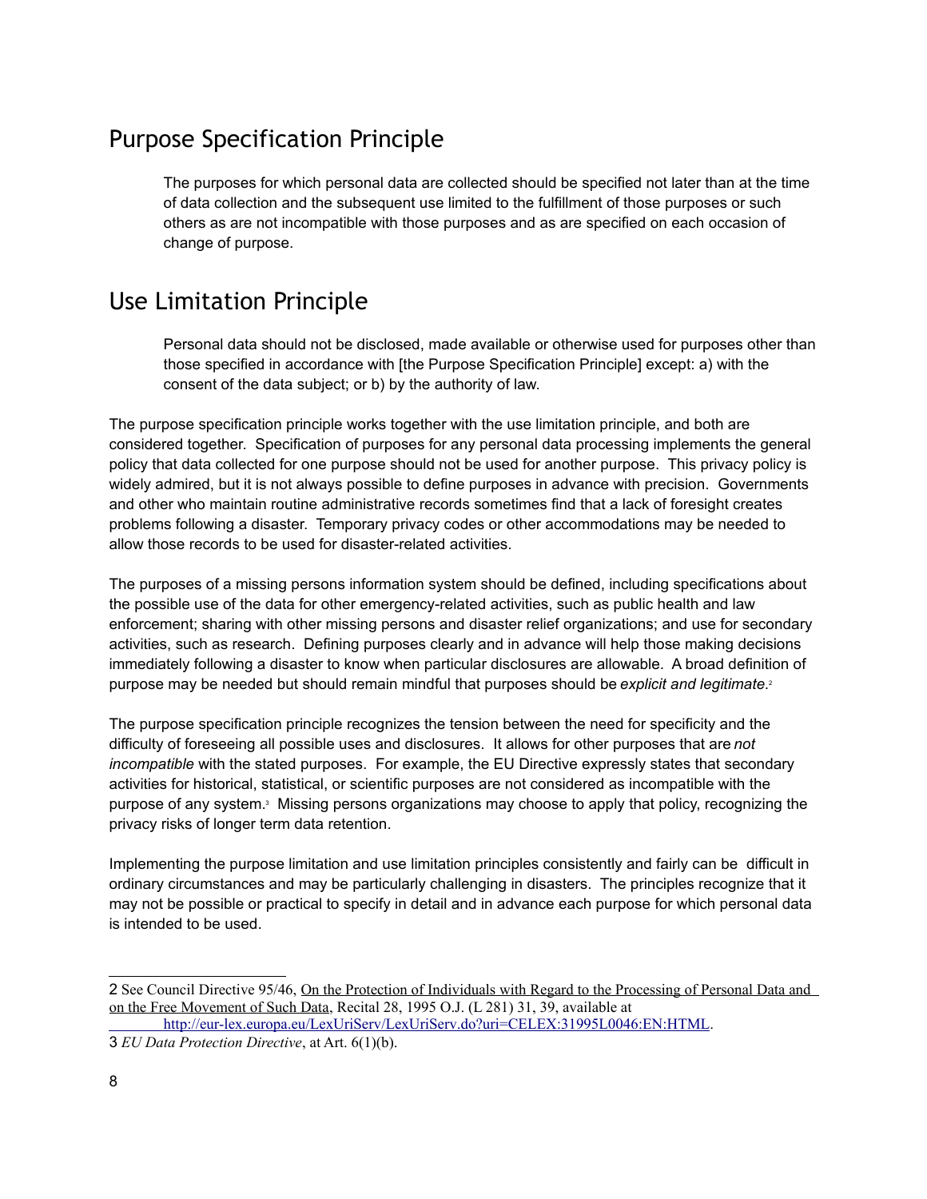## Purpose Specification Principle

> The purposes for which personal data are collected should be specified not later than at the time of data collection and the subsequent use limited to the fulfillment of those purposes or such others as are not incompatible with those purposes and as are specified on each occasion of change of purpose.

## Use Limitation Principle

> Personal data should not be disclosed, made available or otherwise used for purposes other than those specified in accordance with [the Purpose Specification Principle] except: a) with the consent of the data subject; or b) by the authority of law.

The purpose specification principle works together with the use limitation principle, and both are considered together. Specification of purposes for any personal data processing implements the general policy that data collected for one purpose should not be used for another purpose. This privacy policy is widely admired, but it is not always possible to define purposes in advance with precision. Governments and other who maintain routine administrative records sometimes find that a lack of foresight creates problems following a disaster. Temporary privacy codes or other accommodations may be needed to allow those records to be used for disaster-related activities.

The purposes of a missing persons information system should be defined, including specifications about the possible use of the data for other emergency-related activities, such as public health and law enforcement; sharing with other missing persons and disaster relief organizations; and use for secondary activities, such as research. Defining purposes clearly and in advance will help those making decisions immediately following a disaster to know when particular disclosures are allowable. A broad definition of purpose may be needed but should remain mindful that purposes should be *explicit and legitimate*.[2]

The purpose specification principle recognizes the tension between the need for specificity and the difficulty of foreseeing all possible uses and disclosures. It allows for other purposes that are *not incompatible* with the stated purposes. For example, the EU Directive expressly states that secondary activities for historical, statistical, or scientific purposes are not considered as incompatible with the purpose of any system.[3] Missing persons organizations may choose to apply that policy, recognizing the privacy risks of longer term data retention.

Implementing the purpose limitation and use limitation principles consistently and fairly can be difficult in ordinary circumstances and may be particularly challenging in disasters. The principles recognize that it may not be possible or practical to specify in detail and in advance each purpose for which personal data is intended to be used.

---

2 See Council Directive 95/46, On the Protection of Individuals with Regard to the Processing of Personal Data and on the Free Movement of Such Data, Recital 28, 1995 O.J. (L 281) 31, 39, available at http://eur-lex.europa.eu/LexUriServ/LexUriServ.do?uri=CELEX:31995L0046:EN:HTML.

3 *EU Data Protection Directive*, at Art. 6(1)(b).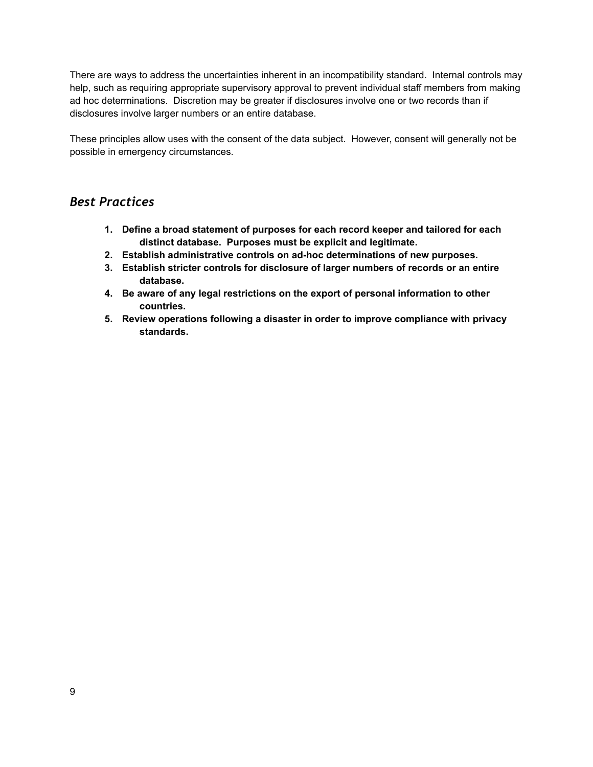There are ways to address the uncertainties inherent in an incompatibility standard. Internal controls may help, such as requiring appropriate supervisory approval to prevent individual staff members from making ad hoc determinations. Discretion may be greater if disclosures involve one or two records than if disclosures involve larger numbers or an entire database.

These principles allow uses with the consent of the data subject. However, consent will generally not be possible in emergency circumstances.

## *Best Practices*

1. **Define a broad statement of purposes for each record keeper and tailored for each distinct database. Purposes must be explicit and legitimate.**
2. **Establish administrative controls on ad-hoc determinations of new purposes.**
3. **Establish stricter controls for disclosure of larger numbers of records or an entire database.**
4. **Be aware of any legal restrictions on the export of personal information to other countries.**
5. **Review operations following a disaster in order to improve compliance with privacy standards.**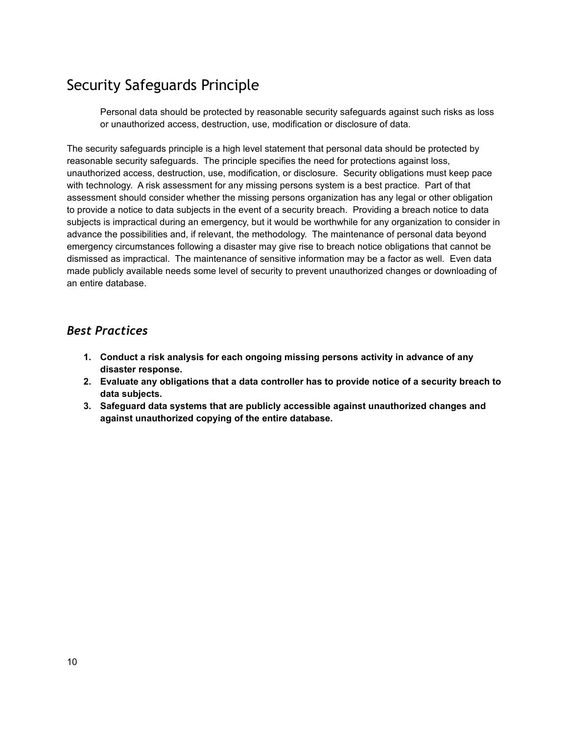## Security Safeguards Principle

> Personal data should be protected by reasonable security safeguards against such risks as loss or unauthorized access, destruction, use, modification or disclosure of data.

The security safeguards principle is a high level statement that personal data should be protected by reasonable security safeguards. The principle specifies the need for protections against loss, unauthorized access, destruction, use, modification, or disclosure. Security obligations must keep pace with technology. A risk assessment for any missing persons system is a best practice. Part of that assessment should consider whether the missing persons organization has any legal or other obligation to provide a notice to data subjects in the event of a security breach. Providing a breach notice to data subjects is impractical during an emergency, but it would be worthwhile for any organization to consider in advance the possibilities and, if relevant, the methodology. The maintenance of personal data beyond emergency circumstances following a disaster may give rise to breach notice obligations that cannot be dismissed as impractical. The maintenance of sensitive information may be a factor as well. Even data made publicly available needs some level of security to prevent unauthorized changes or downloading of an entire database.

### *Best Practices*

1. **Conduct a risk analysis for each ongoing missing persons activity in advance of any disaster response.**
2. **Evaluate any obligations that a data controller has to provide notice of a security breach to data subjects.**
3. **Safeguard data systems that are publicly accessible against unauthorized changes and against unauthorized copying of the entire database.**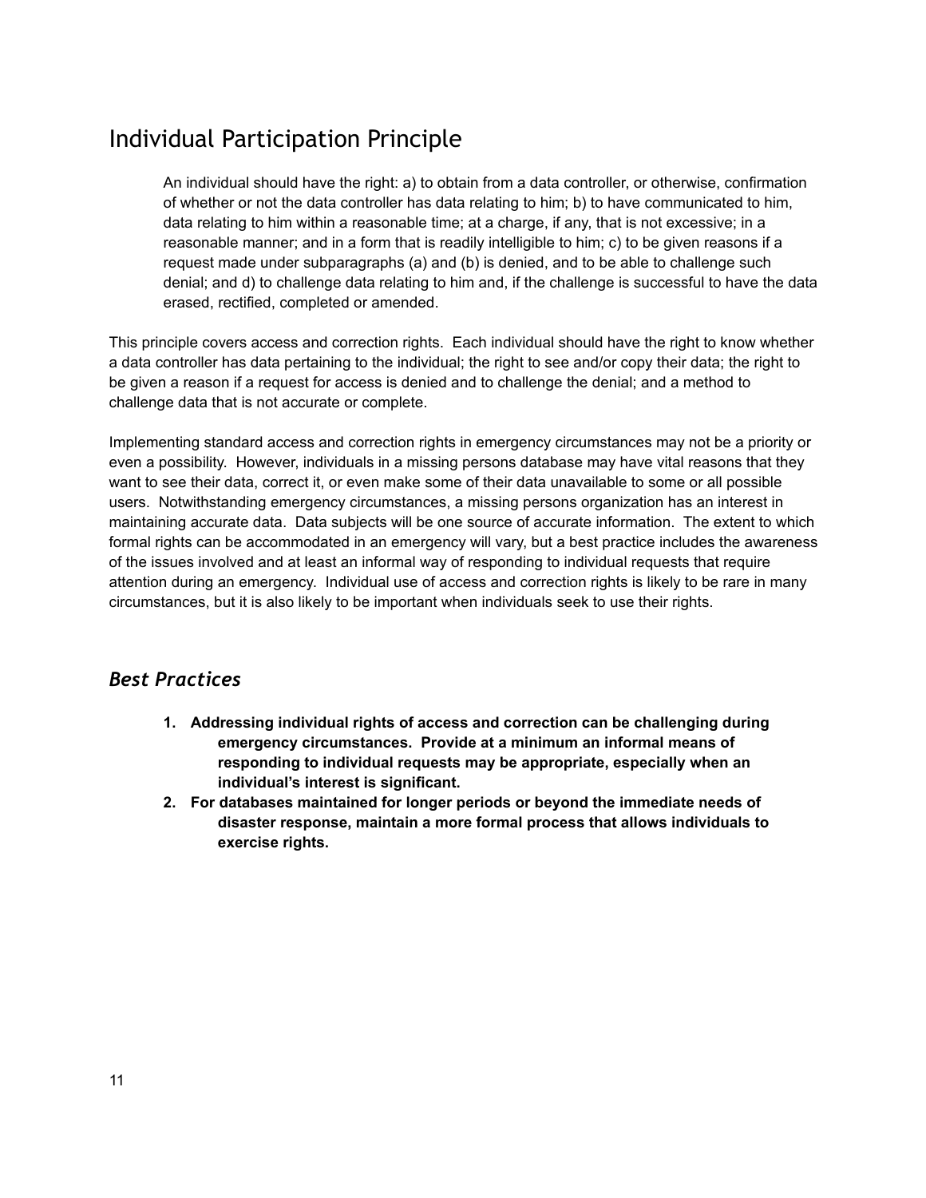## Individual Participation Principle

> An individual should have the right: a) to obtain from a data controller, or otherwise, confirmation of whether or not the data controller has data relating to him; b) to have communicated to him, data relating to him within a reasonable time; at a charge, if any, that is not excessive; in a reasonable manner; and in a form that is readily intelligible to him; c) to be given reasons if a request made under subparagraphs (a) and (b) is denied, and to be able to challenge such denial; and d) to challenge data relating to him and, if the challenge is successful to have the data erased, rectified, completed or amended.

This principle covers access and correction rights. Each individual should have the right to know whether a data controller has data pertaining to the individual; the right to see and/or copy their data; the right to be given a reason if a request for access is denied and to challenge the denial; and a method to challenge data that is not accurate or complete.

Implementing standard access and correction rights in emergency circumstances may not be a priority or even a possibility. However, individuals in a missing persons database may have vital reasons that they want to see their data, correct it, or even make some of their data unavailable to some or all possible users. Notwithstanding emergency circumstances, a missing persons organization has an interest in maintaining accurate data. Data subjects will be one source of accurate information. The extent to which formal rights can be accommodated in an emergency will vary, but a best practice includes the awareness of the issues involved and at least an informal way of responding to individual requests that require attention during an emergency. Individual use of access and correction rights is likely to be rare in many circumstances, but it is also likely to be important when individuals seek to use their rights.

### *Best Practices*

1. **Addressing individual rights of access and correction can be challenging during emergency circumstances. Provide at a minimum an informal means of responding to individual requests may be appropriate, especially when an individual's interest is significant.**
2. **For databases maintained for longer periods or beyond the immediate needs of disaster response, maintain a more formal process that allows individuals to exercise rights.**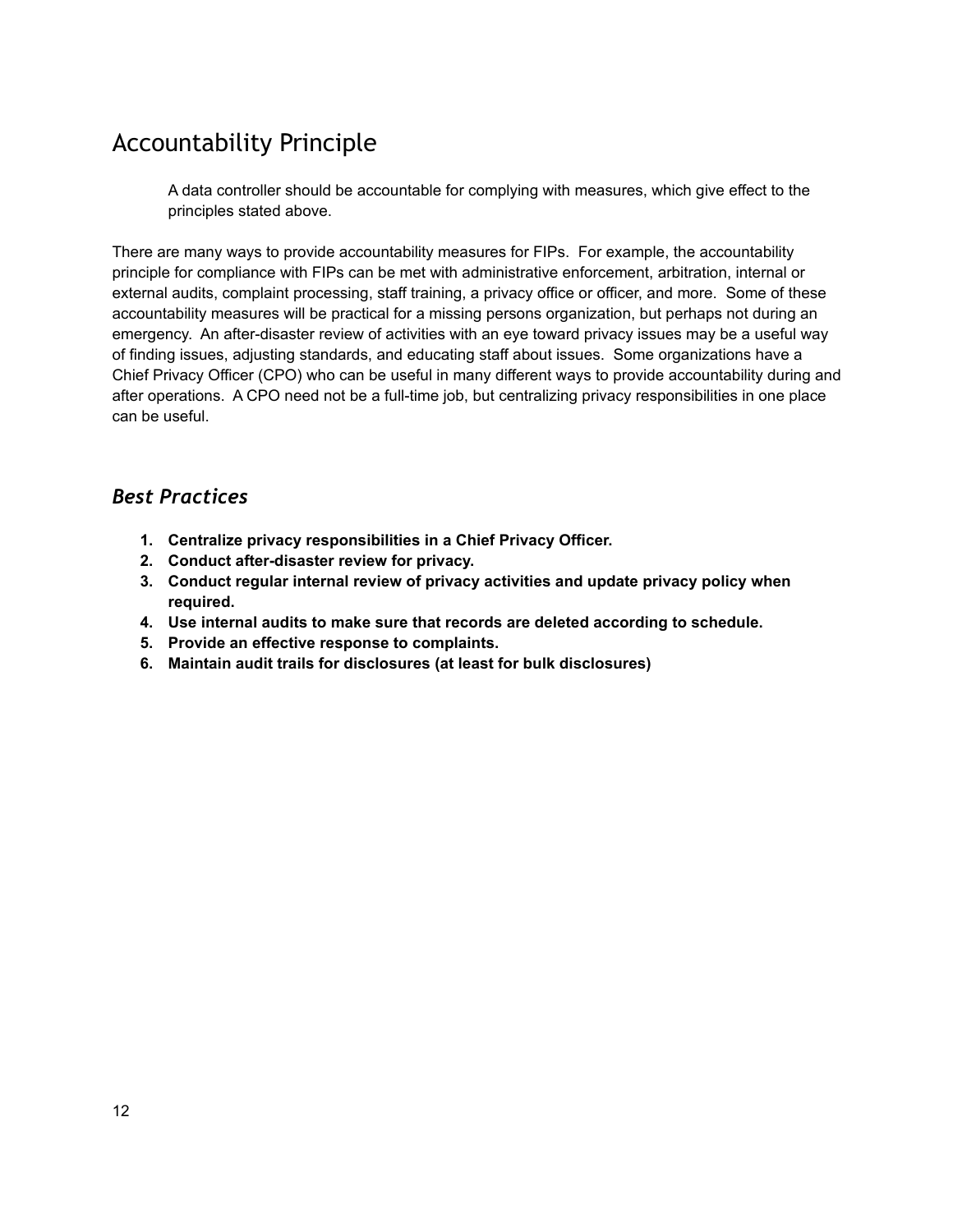## Accountability Principle

> A data controller should be accountable for complying with measures, which give effect to the principles stated above.

There are many ways to provide accountability measures for FIPs. For example, the accountability principle for compliance with FIPs can be met with administrative enforcement, arbitration, internal or external audits, complaint processing, staff training, a privacy office or officer, and more. Some of these accountability measures will be practical for a missing persons organization, but perhaps not during an emergency. An after-disaster review of activities with an eye toward privacy issues may be a useful way of finding issues, adjusting standards, and educating staff about issues. Some organizations have a Chief Privacy Officer (CPO) who can be useful in many different ways to provide accountability during and after operations. A CPO need not be a full-time job, but centralizing privacy responsibilities in one place can be useful.

### *Best Practices*

1. **Centralize privacy responsibilities in a Chief Privacy Officer.**
2. **Conduct after-disaster review for privacy.**
3. **Conduct regular internal review of privacy activities and update privacy policy when required.**
4. **Use internal audits to make sure that records are deleted according to schedule.**
5. **Provide an effective response to complaints.**
6. **Maintain audit trails for disclosures (at least for bulk disclosures)**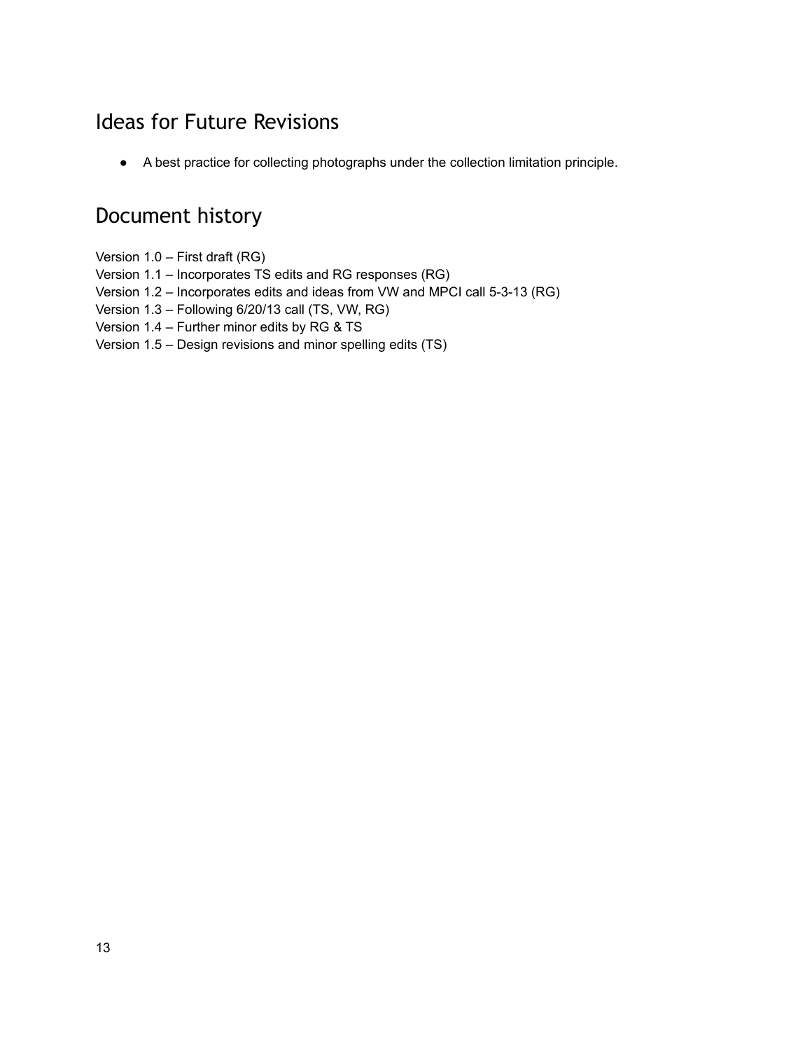## Ideas for Future Revisions

- A best practice for collecting photographs under the collection limitation principle.

## Document history

Version 1.0 – First draft (RG)
Version 1.1 – Incorporates TS edits and RG responses (RG)
Version 1.2 – Incorporates edits and ideas from VW and MPCI call 5-3-13 (RG)
Version 1.3 – Following 6/20/13 call (TS, VW, RG)
Version 1.4 – Further minor edits by RG & TS
Version 1.5 – Design revisions and minor spelling edits (TS)